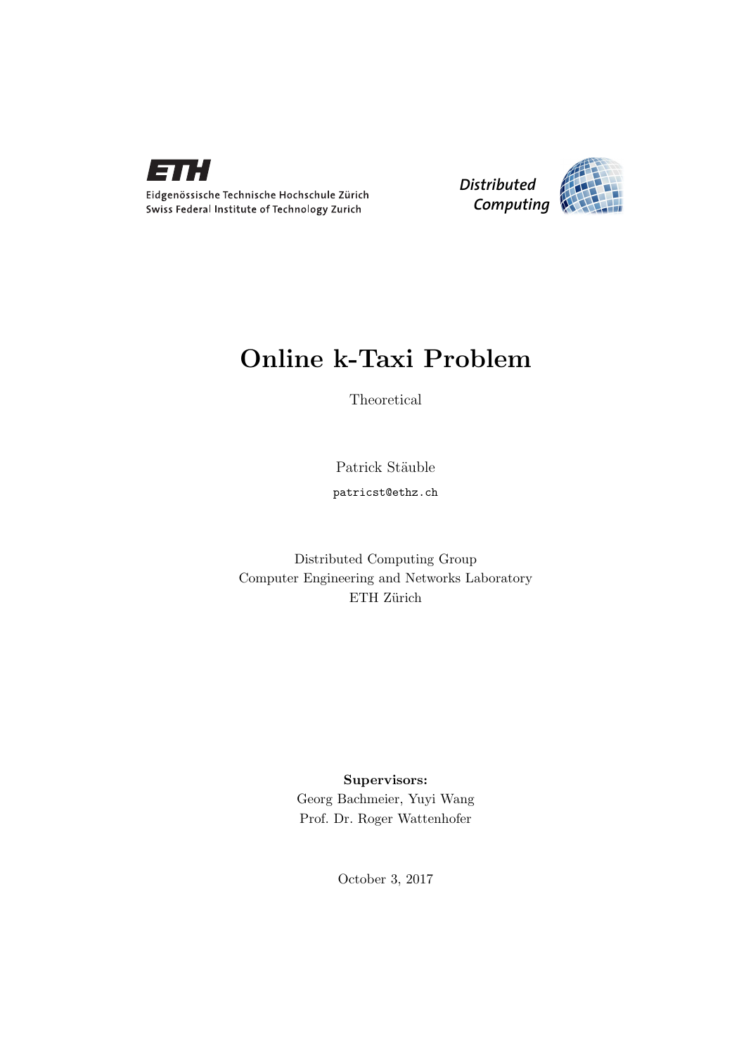Eidgenössische Technische Hochschule Zürich
Swiss Federal Institute of Technology Zurich

Distributed Computing

# Online k-Taxi Problem

Theoretical

Patrick Stäuble

patricst@ethz.ch

Distributed Computing Group
Computer Engineering and Networks Laboratory
ETH Zürich

**Supervisors:**
Georg Bachmeier, Yuyi Wang
Prof. Dr. Roger Wattenhofer

October 3, 2017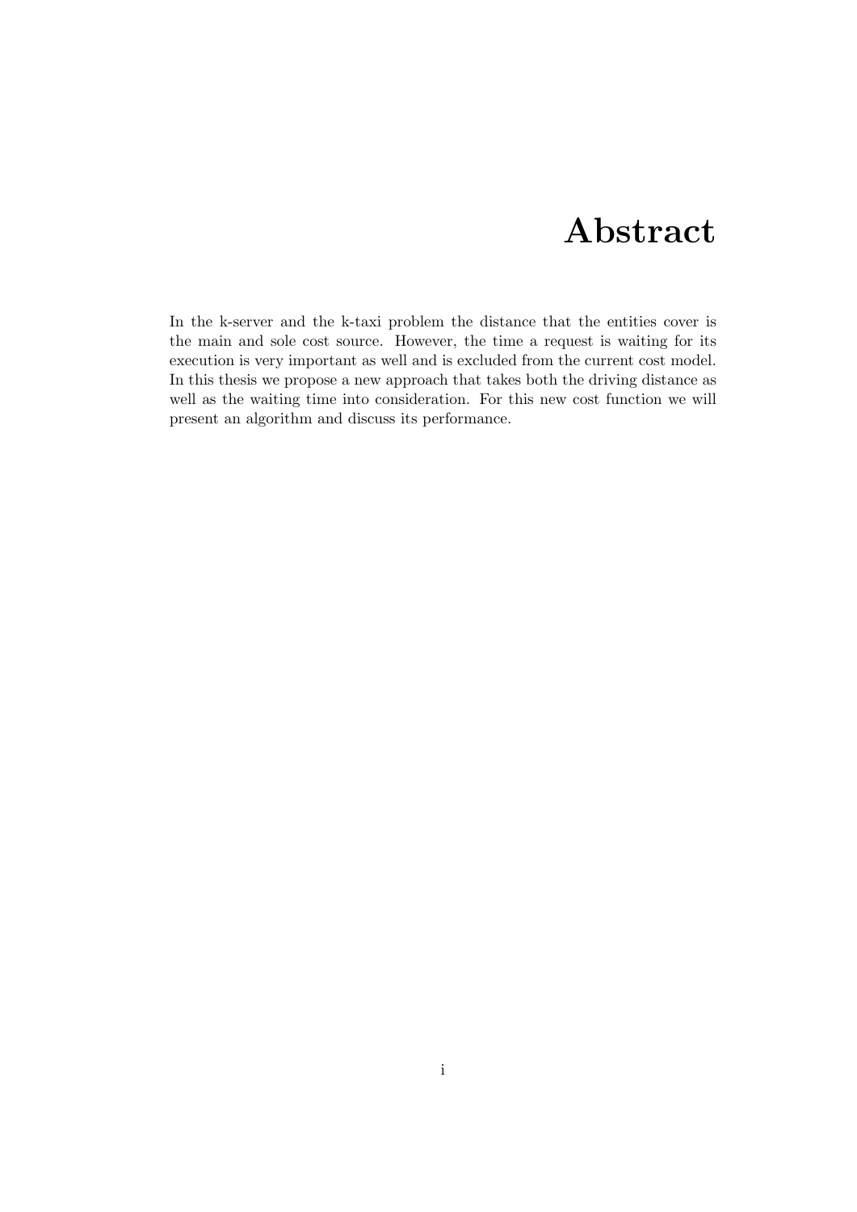# Abstract

In the k-server and the k-taxi problem the distance that the entities cover is the main and sole cost source. However, the time a request is waiting for its execution is very important as well and is excluded from the current cost model. In this thesis we propose a new approach that takes both the driving distance as well as the waiting time into consideration. For this new cost function we will present an algorithm and discuss its performance.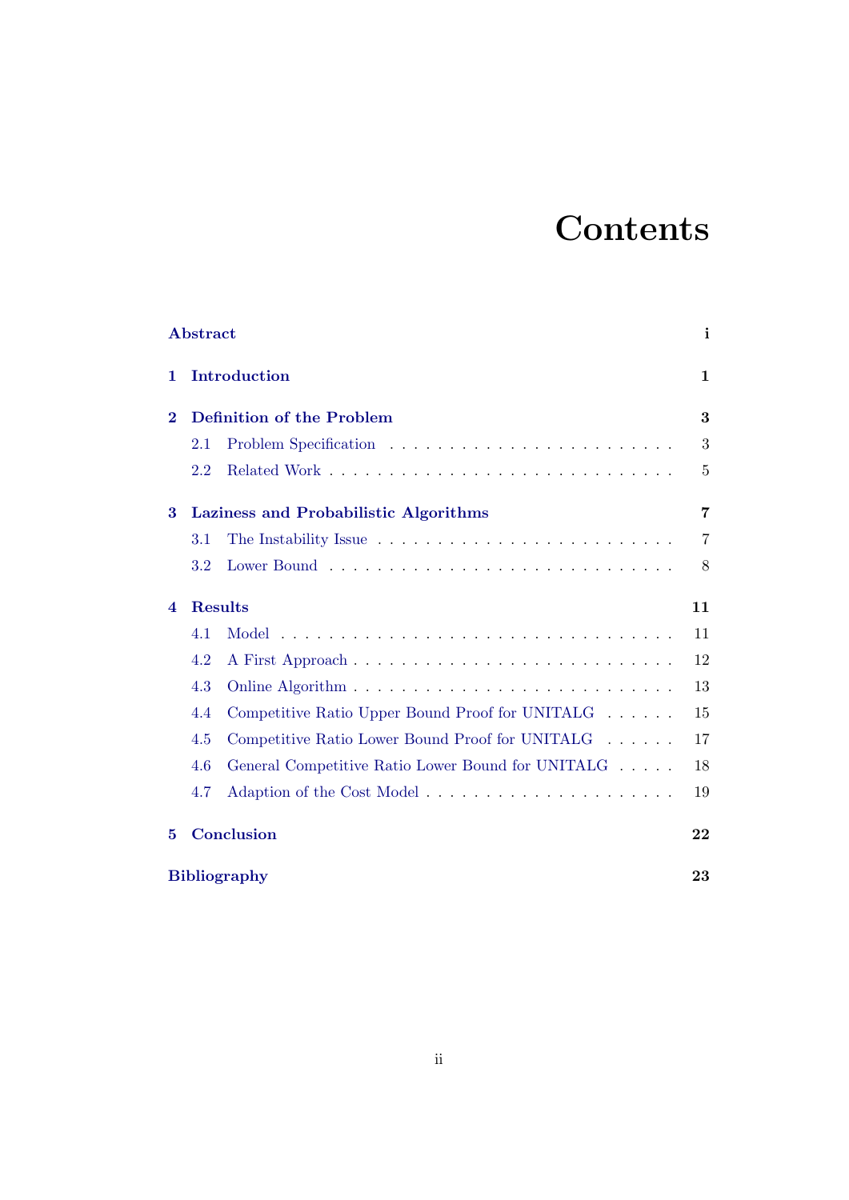# Contents

| | |
|---|---|
| **Abstract** | **i** |
| **1 Introduction** | **1** |
| **2 Definition of the Problem** | **3** |
| 2.1 Problem Specification | 3 |
| 2.2 Related Work | 5 |
| **3 Laziness and Probabilistic Algorithms** | **7** |
| 3.1 The Instability Issue | 7 |
| 3.2 Lower Bound | 8 |
| **4 Results** | **11** |
| 4.1 Model | 11 |
| 4.2 A First Approach | 12 |
| 4.3 Online Algorithm | 13 |
| 4.4 Competitive Ratio Upper Bound Proof for UNITALG | 15 |
| 4.5 Competitive Ratio Lower Bound Proof for UNITALG | 17 |
| 4.6 General Competitive Ratio Lower Bound for UNITALG | 18 |
| 4.7 Adaption of the Cost Model | 19 |
| **5 Conclusion** | **22** |
| **Bibliography** | **23** |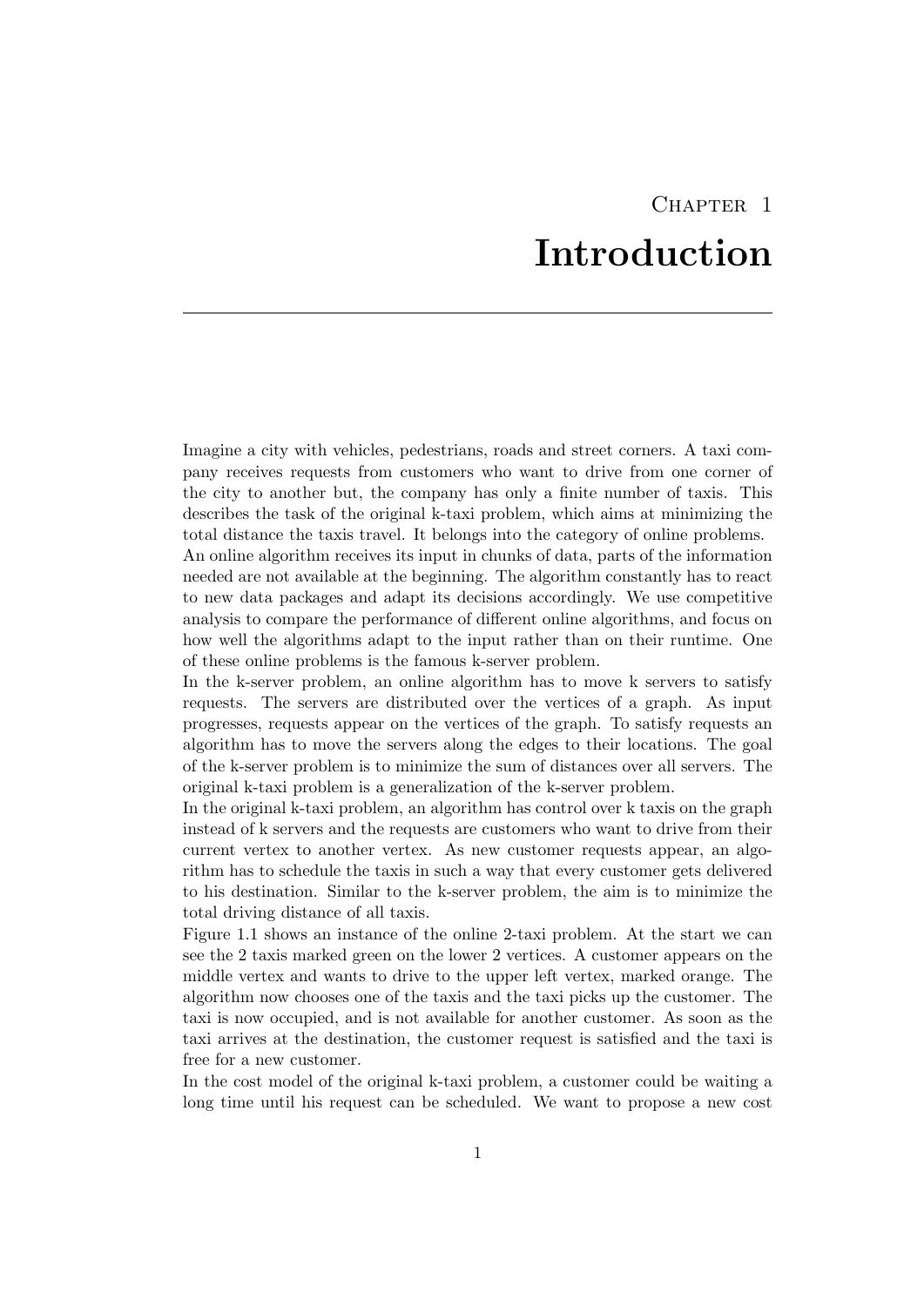# Chapter 1

# Introduction

Imagine a city with vehicles, pedestrians, roads and street corners. A taxi company receives requests from customers who want to drive from one corner of the city to another but, the company has only a finite number of taxis. This describes the task of the original k-taxi problem, which aims at minimizing the total distance the taxis travel. It belongs into the category of online problems.

An online algorithm receives its input in chunks of data, parts of the information needed are not available at the beginning. The algorithm constantly has to react to new data packages and adapt its decisions accordingly. We use competitive analysis to compare the performance of different online algorithms, and focus on how well the algorithms adapt to the input rather than on their runtime. One of these online problems is the famous k-server problem.

In the k-server problem, an online algorithm has to move k servers to satisfy requests. The servers are distributed over the vertices of a graph. As input progresses, requests appear on the vertices of the graph. To satisfy requests an algorithm has to move the servers along the edges to their locations. The goal of the k-server problem is to minimize the sum of distances over all servers. The original k-taxi problem is a generalization of the k-server problem.

In the original k-taxi problem, an algorithm has control over k taxis on the graph instead of k servers and the requests are customers who want to drive from their current vertex to another vertex. As new customer requests appear, an algorithm has to schedule the taxis in such a way that every customer gets delivered to his destination. Similar to the k-server problem, the aim is to minimize the total driving distance of all taxis.

Figure 1.1 shows an instance of the online 2-taxi problem. At the start we can see the 2 taxis marked green on the lower 2 vertices. A customer appears on the middle vertex and wants to drive to the upper left vertex, marked orange. The algorithm now chooses one of the taxis and the taxi picks up the customer. The taxi is now occupied, and is not available for another customer. As soon as the taxi arrives at the destination, the customer request is satisfied and the taxi is free for a new customer.

In the cost model of the original k-taxi problem, a customer could be waiting a long time until his request can be scheduled. We want to propose a new cost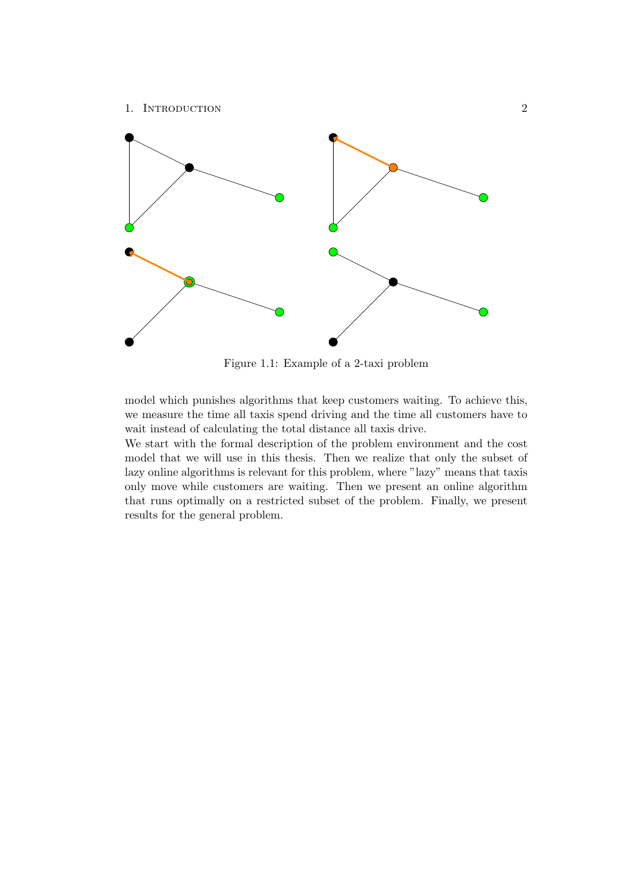Figure 1.1: Example of a 2-taxi problem

model which punishes algorithms that keep customers waiting. To achieve this, we measure the time all taxis spend driving and the time all customers have to wait instead of calculating the total distance all taxis drive.

We start with the formal description of the problem environment and the cost model that we will use in this thesis. Then we realize that only the subset of lazy online algorithms is relevant for this problem, where "lazy" means that taxis only move while customers are waiting. Then we present an online algorithm that runs optimally on a restricted subset of the problem. Finally, we present results for the general problem.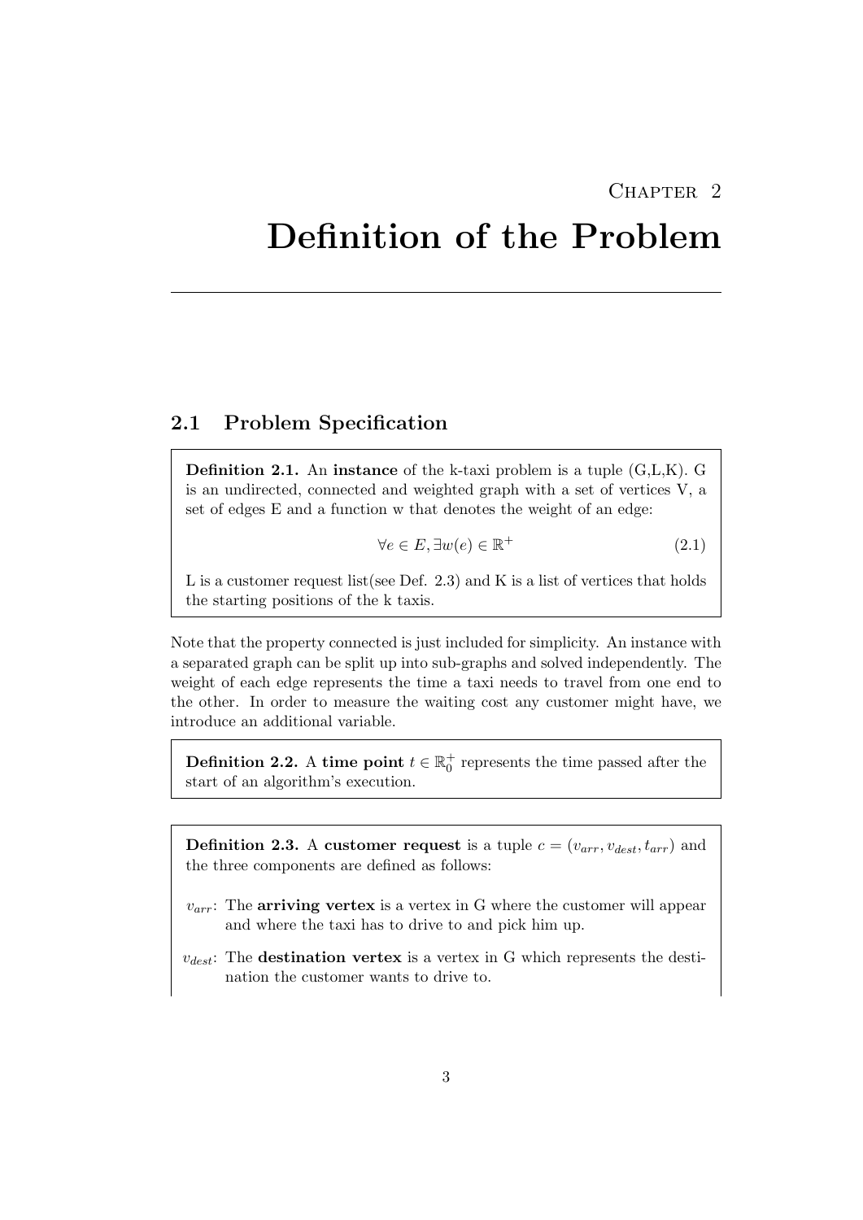# Chapter 2

# Definition of the Problem

## 2.1 Problem Specification

**Definition 2.1.** An **instance** of the k-taxi problem is a tuple (G,L,K). G is an undirected, connected and weighted graph with a set of vertices V, a set of edges E and a function w that denotes the weight of an edge:

$$\forall e \in E, \exists w(e) \in \mathbb{R}^+ \tag{2.1}$$

L is a customer request list(see Def. 2.3) and K is a list of vertices that holds the starting positions of the k taxis.

Note that the property connected is just included for simplicity. An instance with a separated graph can be split up into sub-graphs and solved independently. The weight of each edge represents the time a taxi needs to travel from one end to the other. In order to measure the waiting cost any customer might have, we introduce an additional variable.

**Definition 2.2.** A **time point** $t \in \mathbb{R}_0^+$ represents the time passed after the start of an algorithm's execution.

**Definition 2.3.** A **customer request** is a tuple $c = (v_{arr}, v_{dest}, t_{arr})$ and the three components are defined as follows:

- $v_{arr}$: The **arriving vertex** is a vertex in G where the customer will appear and where the taxi has to drive to and pick him up.
- $v_{dest}$: The **destination vertex** is a vertex in G which represents the destination the customer wants to drive to.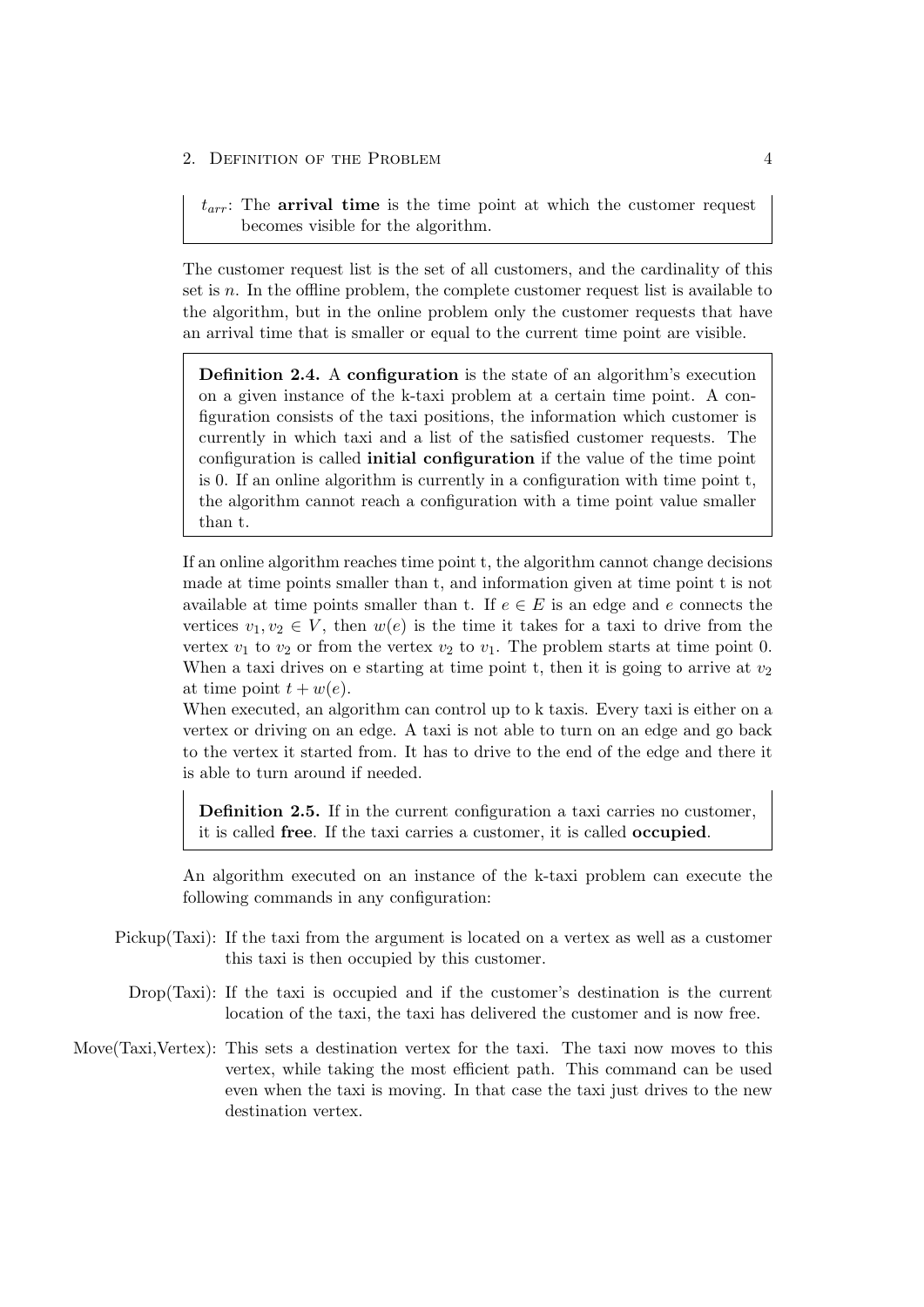$t_{arr}$: The **arrival time** is the time point at which the customer request becomes visible for the algorithm.

The customer request list is the set of all customers, and the cardinality of this set is $n$. In the offline problem, the complete customer request list is available to the algorithm, but in the online problem only the customer requests that have an arrival time that is smaller or equal to the current time point are visible.

**Definition 2.4.** A **configuration** is the state of an algorithm's execution on a given instance of the k-taxi problem at a certain time point. A configuration consists of the taxi positions, the information which customer is currently in which taxi and a list of the satisfied customer requests. The configuration is called **initial configuration** if the value of the time point is 0. If an online algorithm is currently in a configuration with time point t, the algorithm cannot reach a configuration with a time point value smaller than t.

If an online algorithm reaches time point t, the algorithm cannot change decisions made at time points smaller than t, and information given at time point t is not available at time points smaller than t. If $e \in E$ is an edge and $e$ connects the vertices $v_1, v_2 \in V$, then $w(e)$ is the time it takes for a taxi to drive from the vertex $v_1$ to $v_2$ or from the vertex $v_2$ to $v_1$. The problem starts at time point 0. When a taxi drives on e starting at time point t, then it is going to arrive at $v_2$ at time point $t + w(e)$.

When executed, an algorithm can control up to k taxis. Every taxi is either on a vertex or driving on an edge. A taxi is not able to turn on an edge and go back to the vertex it started from. It has to drive to the end of the edge and there it is able to turn around if needed.

**Definition 2.5.** If in the current configuration a taxi carries no customer, it is called **free**. If the taxi carries a customer, it is called **occupied**.

An algorithm executed on an instance of the k-taxi problem can execute the following commands in any configuration:

- Pickup(Taxi): If the taxi from the argument is located on a vertex as well as a customer this taxi is then occupied by this customer.
- Drop(Taxi): If the taxi is occupied and if the customer's destination is the current location of the taxi, the taxi has delivered the customer and is now free.
- Move(Taxi,Vertex): This sets a destination vertex for the taxi. The taxi now moves to this vertex, while taking the most efficient path. This command can be used even when the taxi is moving. In that case the taxi just drives to the new destination vertex.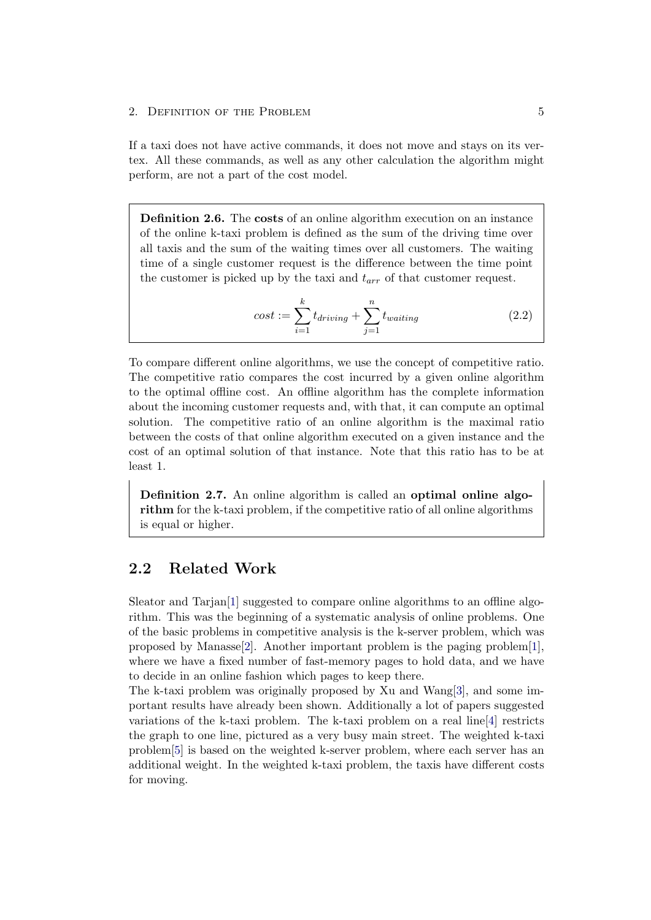If a taxi does not have active commands, it does not move and stays on its vertex. All these commands, as well as any other calculation the algorithm might perform, are not a part of the cost model.

**Definition 2.6.** The **costs** of an online algorithm execution on an instance of the online k-taxi problem is defined as the sum of the driving time over all taxis and the sum of the waiting times over all customers. The waiting time of a single customer request is the difference between the time point the customer is picked up by the taxi and $t_{arr}$ of that customer request.

$$cost := \sum_{i=1}^{k} t_{driving} + \sum_{j=1}^{n} t_{waiting} \tag{2.2}$$

To compare different online algorithms, we use the concept of competitive ratio. The competitive ratio compares the cost incurred by a given online algorithm to the optimal offline cost. An offline algorithm has the complete information about the incoming customer requests and, with that, it can compute an optimal solution. The competitive ratio of an online algorithm is the maximal ratio between the costs of that online algorithm executed on a given instance and the cost of an optimal solution of that instance. Note that this ratio has to be at least 1.

**Definition 2.7.** An online algorithm is called an **optimal online algorithm** for the k-taxi problem, if the competitive ratio of all online algorithms is equal or higher.

## 2.2 Related Work

Sleator and Tarjan[1] suggested to compare online algorithms to an offline algorithm. This was the beginning of a systematic analysis of online problems. One of the basic problems in competitive analysis is the k-server problem, which was proposed by Manasse[2]. Another important problem is the paging problem[1], where we have a fixed number of fast-memory pages to hold data, and we have to decide in an online fashion which pages to keep there.

The k-taxi problem was originally proposed by Xu and Wang[3], and some important results have already been shown. Additionally a lot of papers suggested variations of the k-taxi problem. The k-taxi problem on a real line[4] restricts the graph to one line, pictured as a very busy main street. The weighted k-taxi problem[5] is based on the weighted k-server problem, where each server has an additional weight. In the weighted k-taxi problem, the taxis have different costs for moving.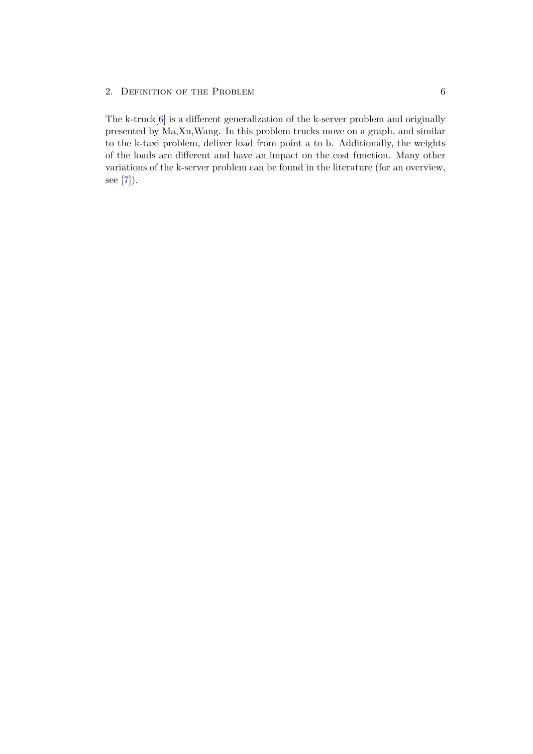The k-truck[6] is a different generalization of the k-server problem and originally presented by Ma,Xu,Wang. In this problem trucks move on a graph, and similar to the k-taxi problem, deliver load from point a to b. Additionally, the weights of the loads are different and have an impact on the cost function. Many other variations of the k-server problem can be found in the literature (for an overview, see [7]).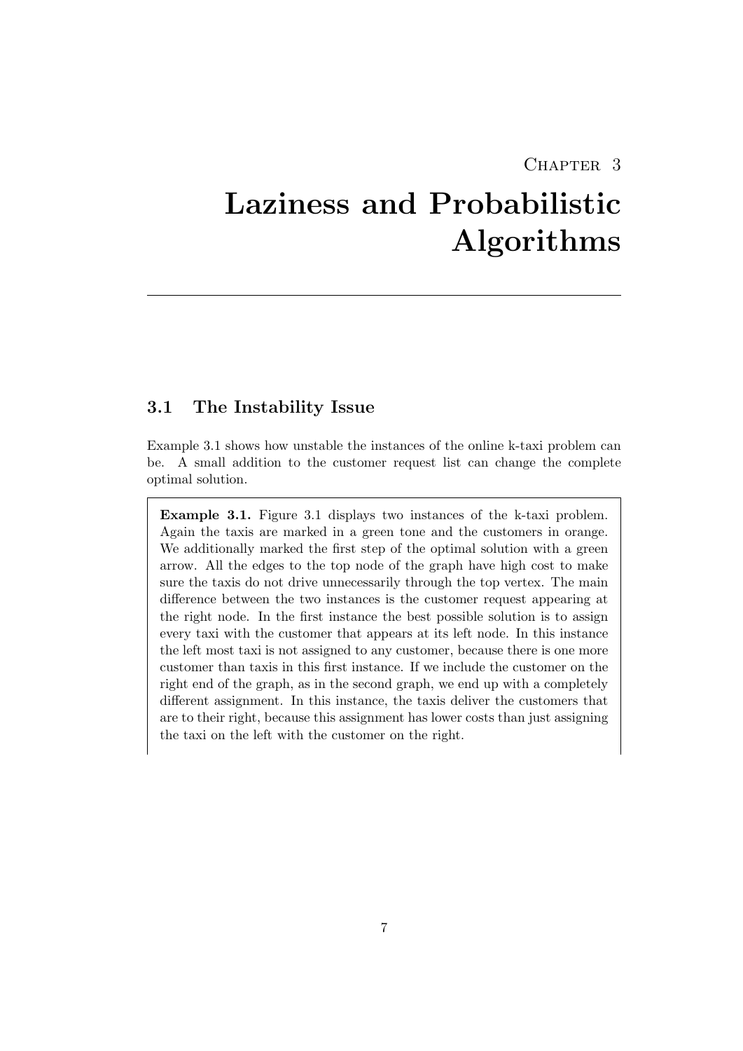# Chapter 3

# Laziness and Probabilistic Algorithms

## 3.1 The Instability Issue

Example 3.1 shows how unstable the instances of the online k-taxi problem can be. A small addition to the customer request list can change the complete optimal solution.

**Example 3.1.** Figure 3.1 displays two instances of the k-taxi problem. Again the taxis are marked in a green tone and the customers in orange. We additionally marked the first step of the optimal solution with a green arrow. All the edges to the top node of the graph have high cost to make sure the taxis do not drive unnecessarily through the top vertex. The main difference between the two instances is the customer request appearing at the right node. In the first instance the best possible solution is to assign every taxi with the customer that appears at its left node. In this instance the left most taxi is not assigned to any customer, because there is one more customer than taxis in this first instance. If we include the customer on the right end of the graph, as in the second graph, we end up with a completely different assignment. In this instance, the taxis deliver the customers that are to their right, because this assignment has lower costs than just assigning the taxi on the left with the customer on the right.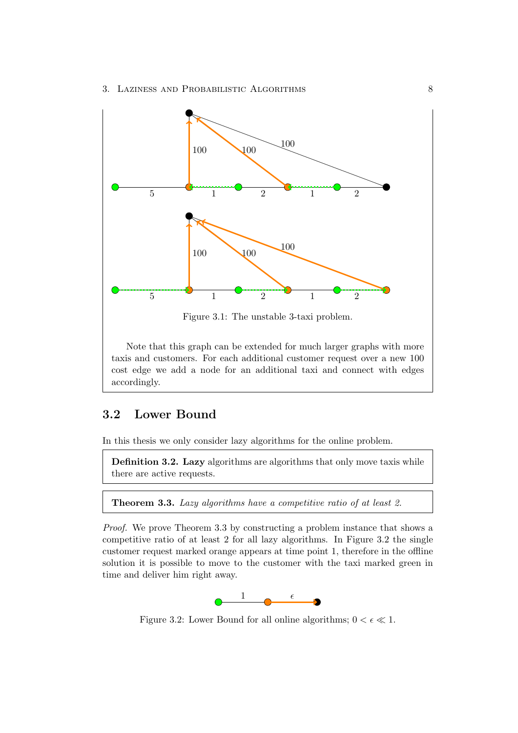Figure 3.1: The unstable 3-taxi problem.

Note that this graph can be extended for much larger graphs with more taxis and customers. For each additional customer request over a new 100 cost edge we add a node for an additional taxi and connect with edges accordingly.

## 3.2 Lower Bound

In this thesis we only consider lazy algorithms for the online problem.

**Definition 3.2. Lazy** algorithms are algorithms that only move taxis while there are active requests.

**Theorem 3.3.** *Lazy algorithms have a competitive ratio of at least 2.*

*Proof.* We prove Theorem 3.3 by constructing a problem instance that shows a competitive ratio of at least 2 for all lazy algorithms. In Figure 3.2 the single customer request marked orange appears at time point 1, therefore in the offline solution it is possible to move to the customer with the taxi marked green in time and deliver him right away.

Figure 3.2: Lower Bound for all online algorithms; $0 < \epsilon \ll 1$.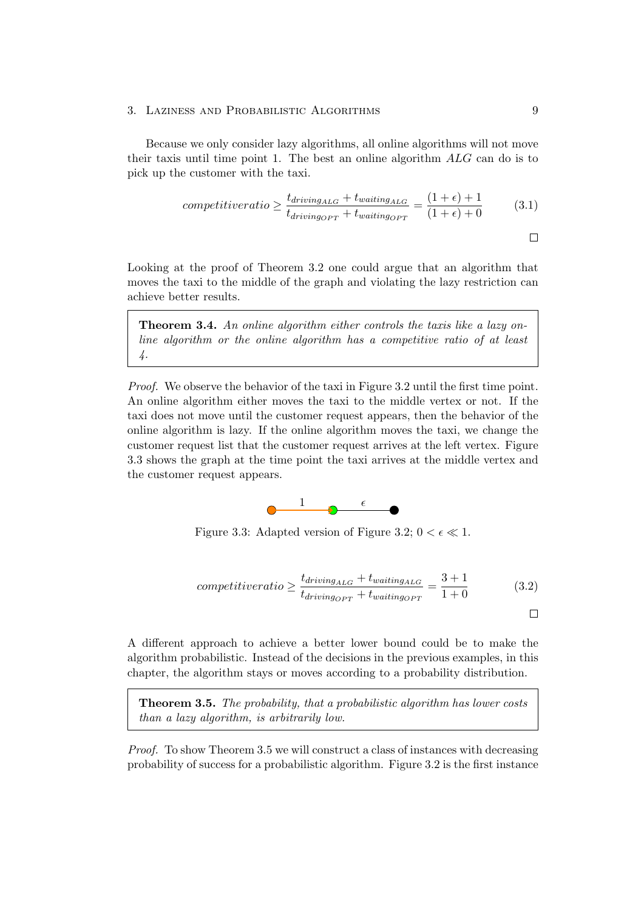Because we only consider lazy algorithms, all online algorithms will not move their taxis until time point 1. The best an online algorithm *ALG* can do is to pick up the customer with the taxi.

$$competitiveratio \geq \frac{t_{driving_{ALG}} + t_{waiting_{ALG}}}{t_{driving_{OPT}} + t_{waiting_{OPT}}} = \frac{(1+\epsilon)+1}{(1+\epsilon)+0} \tag{3.1}$$

□

Looking at the proof of Theorem 3.2 one could argue that an algorithm that moves the taxi to the middle of the graph and violating the lazy restriction can achieve better results.

**Theorem 3.4.** *An online algorithm either controls the taxis like a lazy online algorithm or the online algorithm has a competitive ratio of at least 4.*

*Proof.* We observe the behavior of the taxi in Figure 3.2 until the first time point. An online algorithm either moves the taxi to the middle vertex or not. If the taxi does not move until the customer request appears, then the behavior of the online algorithm is lazy. If the online algorithm moves the taxi, we change the customer request list that the customer request arrives at the left vertex. Figure 3.3 shows the graph at the time point the taxi arrives at the middle vertex and the customer request appears.

Figure 3.3: Adapted version of Figure 3.2; $0 < \epsilon \ll 1$.

$$competitiveratio \geq \frac{t_{driving_{ALG}} + t_{waiting_{ALG}}}{t_{driving_{OPT}} + t_{waiting_{OPT}}} = \frac{3+1}{1+0} \tag{3.2}$$

□

A different approach to achieve a better lower bound could be to make the algorithm probabilistic. Instead of the decisions in the previous examples, in this chapter, the algorithm stays or moves according to a probability distribution.

**Theorem 3.5.** *The probability, that a probabilistic algorithm has lower costs than a lazy algorithm, is arbitrarily low.*

*Proof.* To show Theorem 3.5 we will construct a class of instances with decreasing probability of success for a probabilistic algorithm. Figure 3.2 is the first instance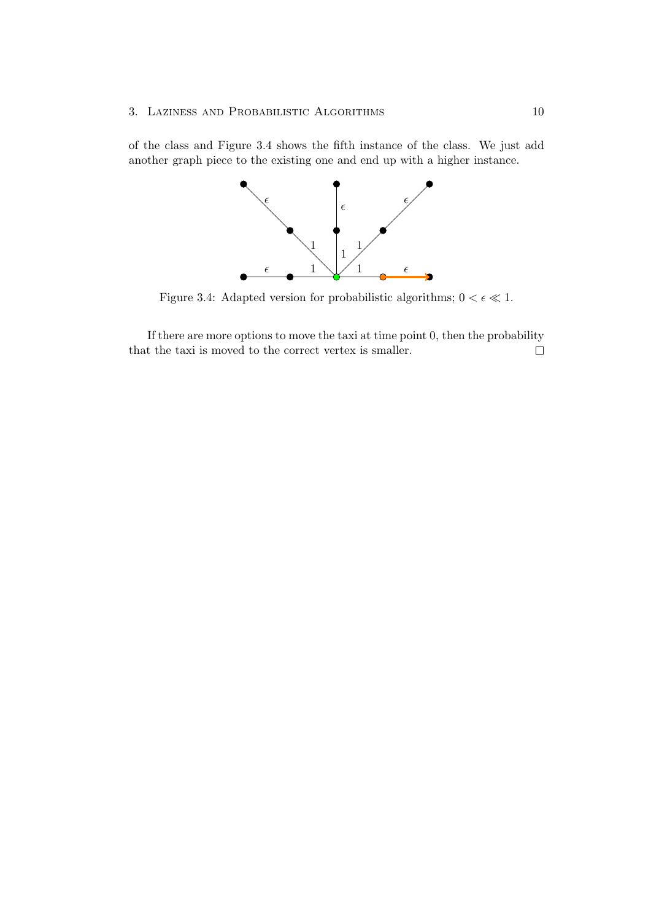of the class and Figure 3.4 shows the fifth instance of the class. We just add another graph piece to the existing one and end up with a higher instance.

Figure 3.4: Adapted version for probabilistic algorithms; $0 < \epsilon \ll 1$.

If there are more options to move the taxi at time point 0, then the probability that the taxi is moved to the correct vertex is smaller. □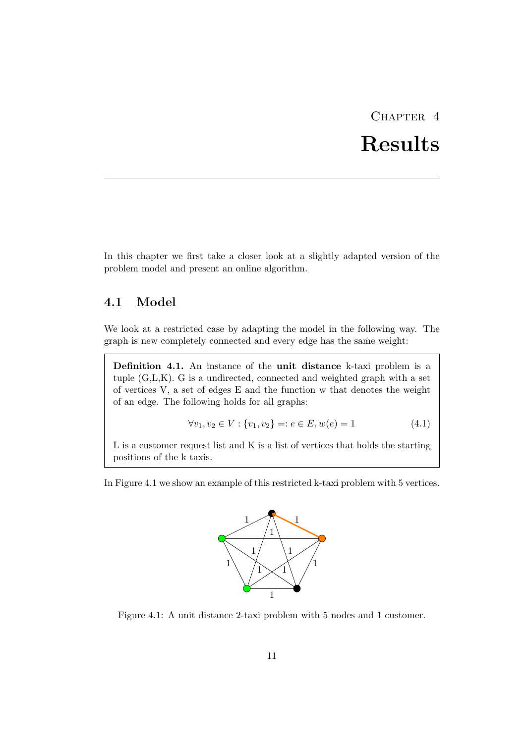# Chapter 4
# Results

In this chapter we first take a closer look at a slightly adapted version of the problem model and present an online algorithm.

## 4.1 Model

We look at a restricted case by adapting the model in the following way. The graph is new completely connected and every edge has the same weight:

> **Definition 4.1.** An instance of the **unit distance** k-taxi problem is a tuple (G,L,K). G is a undirected, connected and weighted graph with a set of vertices V, a set of edges E and the function w that denotes the weight of an edge. The following holds for all graphs:
>
> $$\forall v_1, v_2 \in V : \{v_1, v_2\} =: e \in E, w(e) = 1 \tag{4.1}$$
>
> L is a customer request list and K is a list of vertices that holds the starting positions of the k taxis.

In Figure 4.1 we show an example of this restricted k-taxi problem with 5 vertices.

Figure 4.1: A unit distance 2-taxi problem with 5 nodes and 1 customer.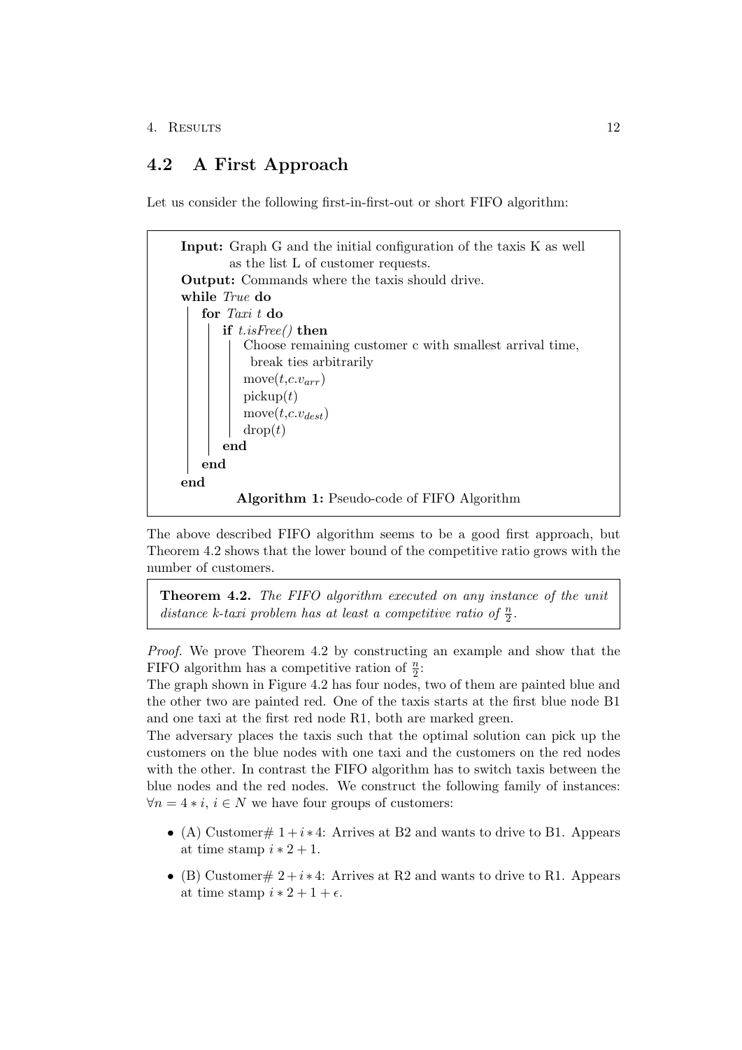## 4.2 A First Approach

Let us consider the following first-in-first-out or short FIFO algorithm:

```
Input: Graph G and the initial configuration of the taxis K as well
       as the list L of customer requests.
Output: Commands where the taxis should drive.
while True do
    for Taxi t do
        if t.isFree() then
            Choose remaining customer c with smallest arrival time,
              break ties arbitrarily
            move(t,c.v_arr)
            pickup(t)
            move(t,c.v_dest)
            drop(t)
        end
    end
end
```

**Algorithm 1:** Pseudo-code of FIFO Algorithm

The above described FIFO algorithm seems to be a good first approach, but Theorem 4.2 shows that the lower bound of the competitive ratio grows with the number of customers.

**Theorem 4.2.** *The FIFO algorithm executed on any instance of the unit distance k-taxi problem has at least a competitive ratio of $\frac{n}{2}$.*

*Proof.* We prove Theorem 4.2 by constructing an example and show that the FIFO algorithm has a competitive ration of $\frac{n}{2}$:
The graph shown in Figure 4.2 has four nodes, two of them are painted blue and the other two are painted red. One of the taxis starts at the first blue node B1 and one taxi at the first red node R1, both are marked green.
The adversary places the taxis such that the optimal solution can pick up the customers on the blue nodes with one taxi and the customers on the red nodes with the other. In contrast the FIFO algorithm has to switch taxis between the blue nodes and the red nodes. We construct the following family of instances: $\forall n = 4 * i,\ i \in N$ we have four groups of customers:

- (A) Customer# $1 + i * 4$: Arrives at B2 and wants to drive to B1. Appears at time stamp $i * 2 + 1$.
- (B) Customer# $2 + i * 4$: Arrives at R2 and wants to drive to R1. Appears at time stamp $i * 2 + 1 + \epsilon$.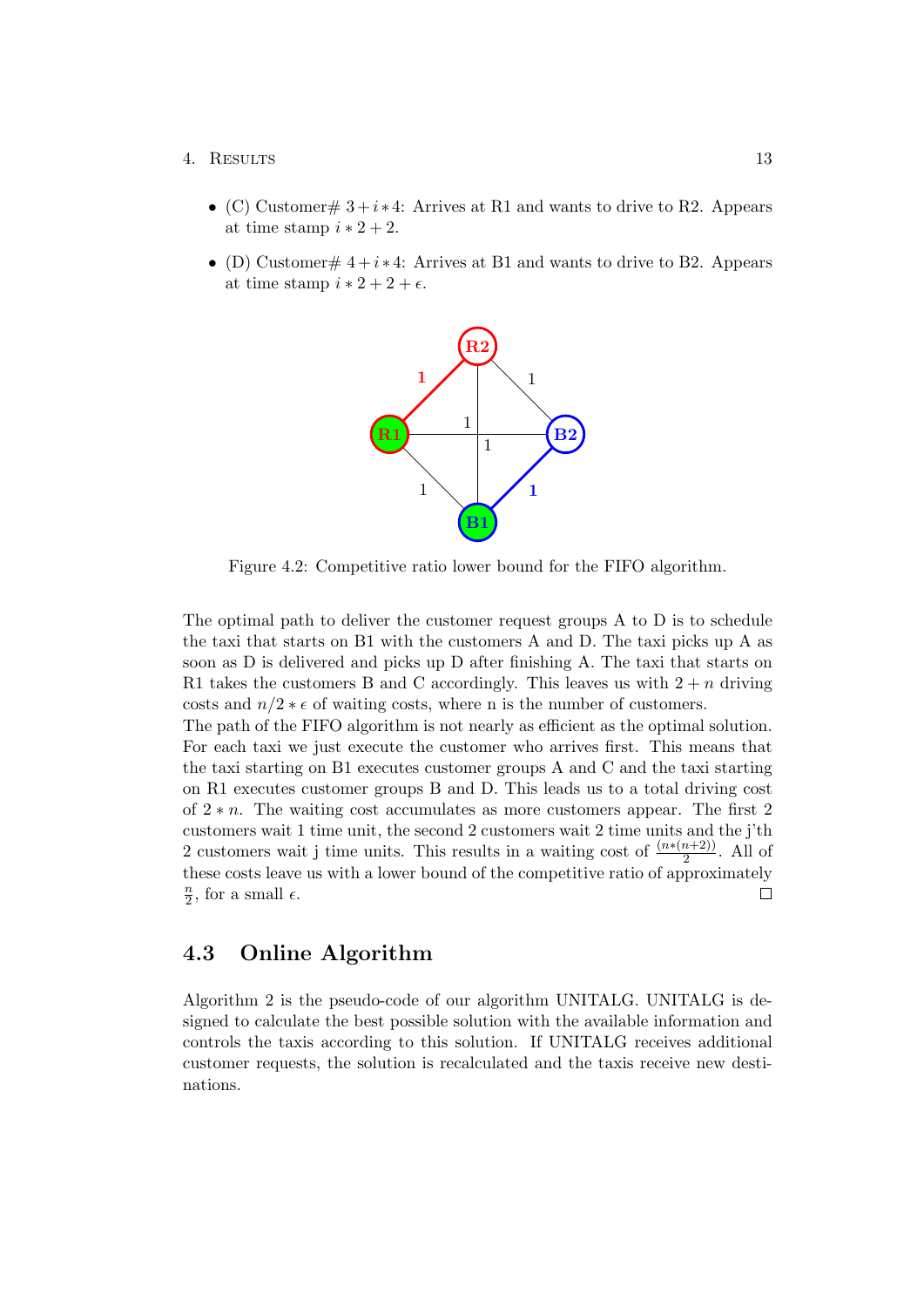- (C) Customer# $3 + i * 4$: Arrives at R1 and wants to drive to R2. Appears at time stamp $i * 2 + 2$.
- (D) Customer# $4 + i * 4$: Arrives at B1 and wants to drive to B2. Appears at time stamp $i * 2 + 2 + \epsilon$.

Figure 4.2: Competitive ratio lower bound for the FIFO algorithm.

The optimal path to deliver the customer request groups A to D is to schedule the taxi that starts on B1 with the customers A and D. The taxi picks up A as soon as D is delivered and picks up D after finishing A. The taxi that starts on R1 takes the customers B and C accordingly. This leaves us with $2 + n$ driving costs and $n/2 * \epsilon$ of waiting costs, where n is the number of customers.
The path of the FIFO algorithm is not nearly as efficient as the optimal solution. For each taxi we just execute the customer who arrives first. This means that the taxi starting on B1 executes customer groups A and C and the taxi starting on R1 executes customer groups B and D. This leads us to a total driving cost of $2 * n$. The waiting cost accumulates as more customers appear. The first 2 customers wait 1 time unit, the second 2 customers wait 2 time units and the j'th 2 customers wait j time units. This results in a waiting cost of $\frac{(n*(n+2))}{2}$. All of these costs leave us with a lower bound of the competitive ratio of approximately $\frac{n}{2}$, for a small $\epsilon$. □

## 4.3 Online Algorithm

Algorithm 2 is the pseudo-code of our algorithm UNITALG. UNITALG is designed to calculate the best possible solution with the available information and controls the taxis according to this solution. If UNITALG receives additional customer requests, the solution is recalculated and the taxis receive new destinations.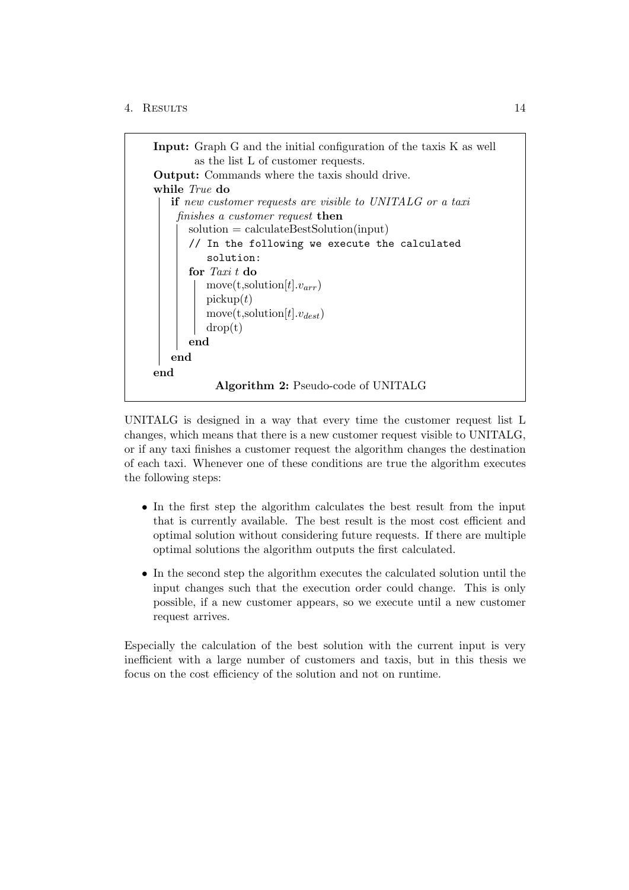```
Input: Graph G and the initial configuration of the taxis K as well
       as the list L of customer requests.
Output: Commands where the taxis should drive.
while True do
    if new customer requests are visible to UNITALG or a taxi
     finishes a customer request then
        solution = calculateBestSolution(input)
        // In the following we execute the calculated
           solution:
        for Taxi t do
            move(t,solution[t].v_arr)
            pickup(t)
            move(t,solution[t].v_dest)
            drop(t)
        end
    end
end
```

**Algorithm 2:** Pseudo-code of UNITALG

UNITALG is designed in a way that every time the customer request list L changes, which means that there is a new customer request visible to UNITALG, or if any taxi finishes a customer request the algorithm changes the destination of each taxi. Whenever one of these conditions are true the algorithm executes the following steps:

- In the first step the algorithm calculates the best result from the input that is currently available. The best result is the most cost efficient and optimal solution without considering future requests. If there are multiple optimal solutions the algorithm outputs the first calculated.
- In the second step the algorithm executes the calculated solution until the input changes such that the execution order could change. This is only possible, if a new customer appears, so we execute until a new customer request arrives.

Especially the calculation of the best solution with the current input is very inefficient with a large number of customers and taxis, but in this thesis we focus on the cost efficiency of the solution and not on runtime.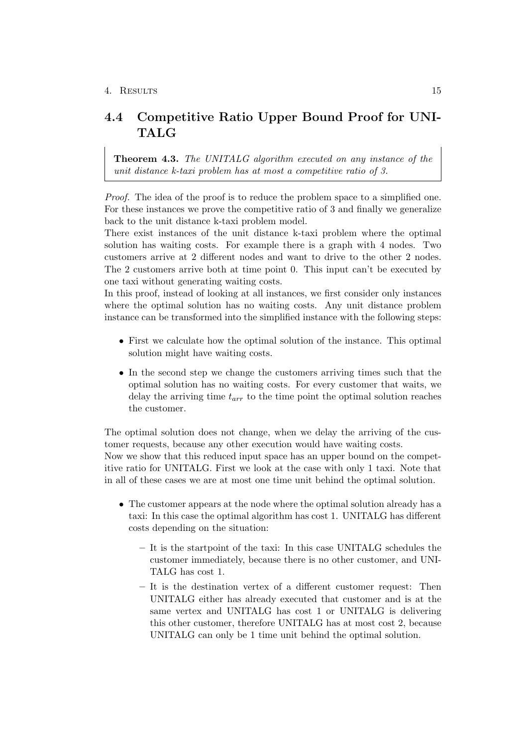## 4.4 Competitive Ratio Upper Bound Proof for UNITALG

**Theorem 4.3.** *The UNITALG algorithm executed on any instance of the unit distance k-taxi problem has at most a competitive ratio of 3.*

*Proof.* The idea of the proof is to reduce the problem space to a simplified one. For these instances we prove the competitive ratio of 3 and finally we generalize back to the unit distance k-taxi problem model.

There exist instances of the unit distance k-taxi problem where the optimal solution has waiting costs. For example there is a graph with 4 nodes. Two customers arrive at 2 different nodes and want to drive to the other 2 nodes. The 2 customers arrive both at time point 0. This input can't be executed by one taxi without generating waiting costs.

In this proof, instead of looking at all instances, we first consider only instances where the optimal solution has no waiting costs. Any unit distance problem instance can be transformed into the simplified instance with the following steps:

- First we calculate how the optimal solution of the instance. This optimal solution might have waiting costs.
- In the second step we change the customers arriving times such that the optimal solution has no waiting costs. For every customer that waits, we delay the arriving time $t_{arr}$ to the time point the optimal solution reaches the customer.

The optimal solution does not change, when we delay the arriving of the customer requests, because any other execution would have waiting costs.

Now we show that this reduced input space has an upper bound on the competitive ratio for UNITALG. First we look at the case with only 1 taxi. Note that in all of these cases we are at most one time unit behind the optimal solution.

- The customer appears at the node where the optimal solution already has a taxi: In this case the optimal algorithm has cost 1. UNITALG has different costs depending on the situation:
  - It is the startpoint of the taxi: In this case UNITALG schedules the customer immediately, because there is no other customer, and UNITALG has cost 1.
  - It is the destination vertex of a different customer request: Then UNITALG either has already executed that customer and is at the same vertex and UNITALG has cost 1 or UNITALG is delivering this other customer, therefore UNITALG has at most cost 2, because UNITALG can only be 1 time unit behind the optimal solution.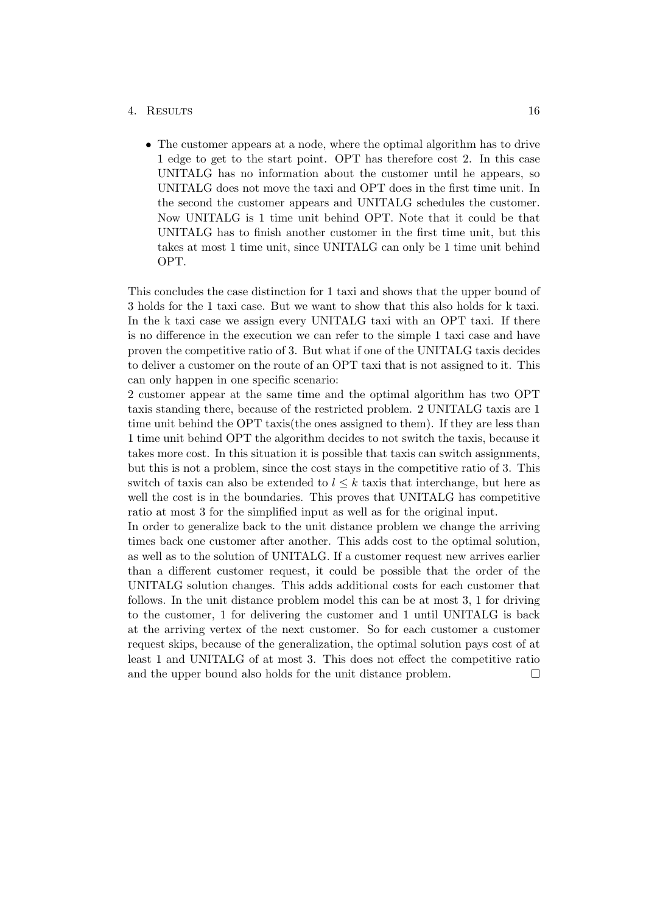- The customer appears at a node, where the optimal algorithm has to drive 1 edge to get to the start point. OPT has therefore cost 2. In this case UNITALG has no information about the customer until he appears, so UNITALG does not move the taxi and OPT does in the first time unit. In the second the customer appears and UNITALG schedules the customer. Now UNITALG is 1 time unit behind OPT. Note that it could be that UNITALG has to finish another customer in the first time unit, but this takes at most 1 time unit, since UNITALG can only be 1 time unit behind OPT.

This concludes the case distinction for 1 taxi and shows that the upper bound of 3 holds for the 1 taxi case. But we want to show that this also holds for k taxi. In the k taxi case we assign every UNITALG taxi with an OPT taxi. If there is no difference in the execution we can refer to the simple 1 taxi case and have proven the competitive ratio of 3. But what if one of the UNITALG taxis decides to deliver a customer on the route of an OPT taxi that is not assigned to it. This can only happen in one specific scenario:
2 customer appear at the same time and the optimal algorithm has two OPT taxis standing there, because of the restricted problem. 2 UNITALG taxis are 1 time unit behind the OPT taxis(the ones assigned to them). If they are less than 1 time unit behind OPT the algorithm decides to not switch the taxis, because it takes more cost. In this situation it is possible that taxis can switch assignments, but this is not a problem, since the cost stays in the competitive ratio of 3. This switch of taxis can also be extended to $l \leq k$ taxis that interchange, but here as well the cost is in the boundaries. This proves that UNITALG has competitive ratio at most 3 for the simplified input as well as for the original input.
In order to generalize back to the unit distance problem we change the arriving times back one customer after another. This adds cost to the optimal solution, as well as to the solution of UNITALG. If a customer request new arrives earlier than a different customer request, it could be possible that the order of the UNITALG solution changes. This adds additional costs for each customer that follows. In the unit distance problem model this can be at most 3, 1 for driving to the customer, 1 for delivering the customer and 1 until UNITALG is back at the arriving vertex of the next customer. So for each customer a customer request skips, because of the generalization, the optimal solution pays cost of at least 1 and UNITALG of at most 3. This does not effect the competitive ratio and the upper bound also holds for the unit distance problem. □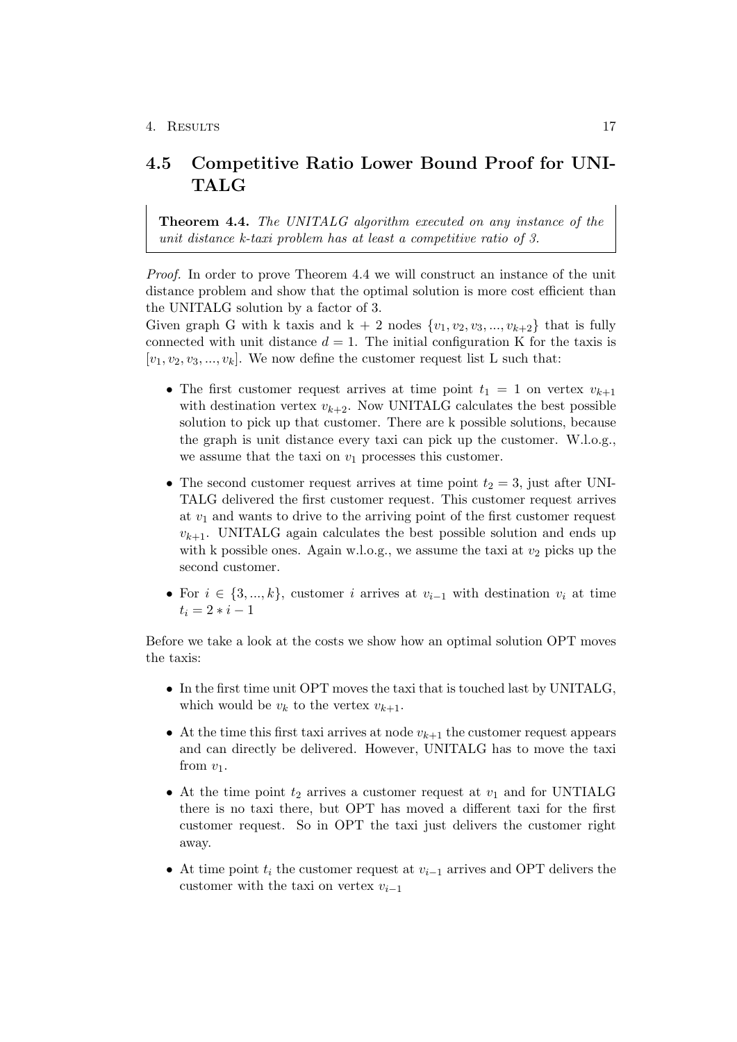## 4.5 Competitive Ratio Lower Bound Proof for UNITALG

**Theorem 4.4.** *The UNITALG algorithm executed on any instance of the unit distance k-taxi problem has at least a competitive ratio of 3.*

*Proof.* In order to prove Theorem 4.4 we will construct an instance of the unit distance problem and show that the optimal solution is more cost efficient than the UNITALG solution by a factor of 3.

Given graph G with k taxis and k + 2 nodes $\{v_1, v_2, v_3, ..., v_{k+2}\}$ that is fully connected with unit distance $d = 1$. The initial configuration K for the taxis is $[v_1, v_2, v_3, ..., v_k]$. We now define the customer request list L such that:

- The first customer request arrives at time point $t_1 = 1$ on vertex $v_{k+1}$ with destination vertex $v_{k+2}$. Now UNITALG calculates the best possible solution to pick up that customer. There are k possible solutions, because the graph is unit distance every taxi can pick up the customer. W.l.o.g., we assume that the taxi on $v_1$ processes this customer.
- The second customer request arrives at time point $t_2 = 3$, just after UNITALG delivered the first customer request. This customer request arrives at $v_1$ and wants to drive to the arriving point of the first customer request $v_{k+1}$. UNITALG again calculates the best possible solution and ends up with k possible ones. Again w.l.o.g., we assume the taxi at $v_2$ picks up the second customer.
- For $i \in \{3, ..., k\}$, customer $i$ arrives at $v_{i-1}$ with destination $v_i$ at time $t_i = 2 * i - 1$

Before we take a look at the costs we show how an optimal solution OPT moves the taxis:

- In the first time unit OPT moves the taxi that is touched last by UNITALG, which would be $v_k$ to the vertex $v_{k+1}$.
- At the time this first taxi arrives at node $v_{k+1}$ the customer request appears and can directly be delivered. However, UNITALG has to move the taxi from $v_1$.
- At the time point $t_2$ arrives a customer request at $v_1$ and for UNTIALG there is no taxi there, but OPT has moved a different taxi for the first customer request. So in OPT the taxi just delivers the customer right away.
- At time point $t_i$ the customer request at $v_{i-1}$ arrives and OPT delivers the customer with the taxi on vertex $v_{i-1}$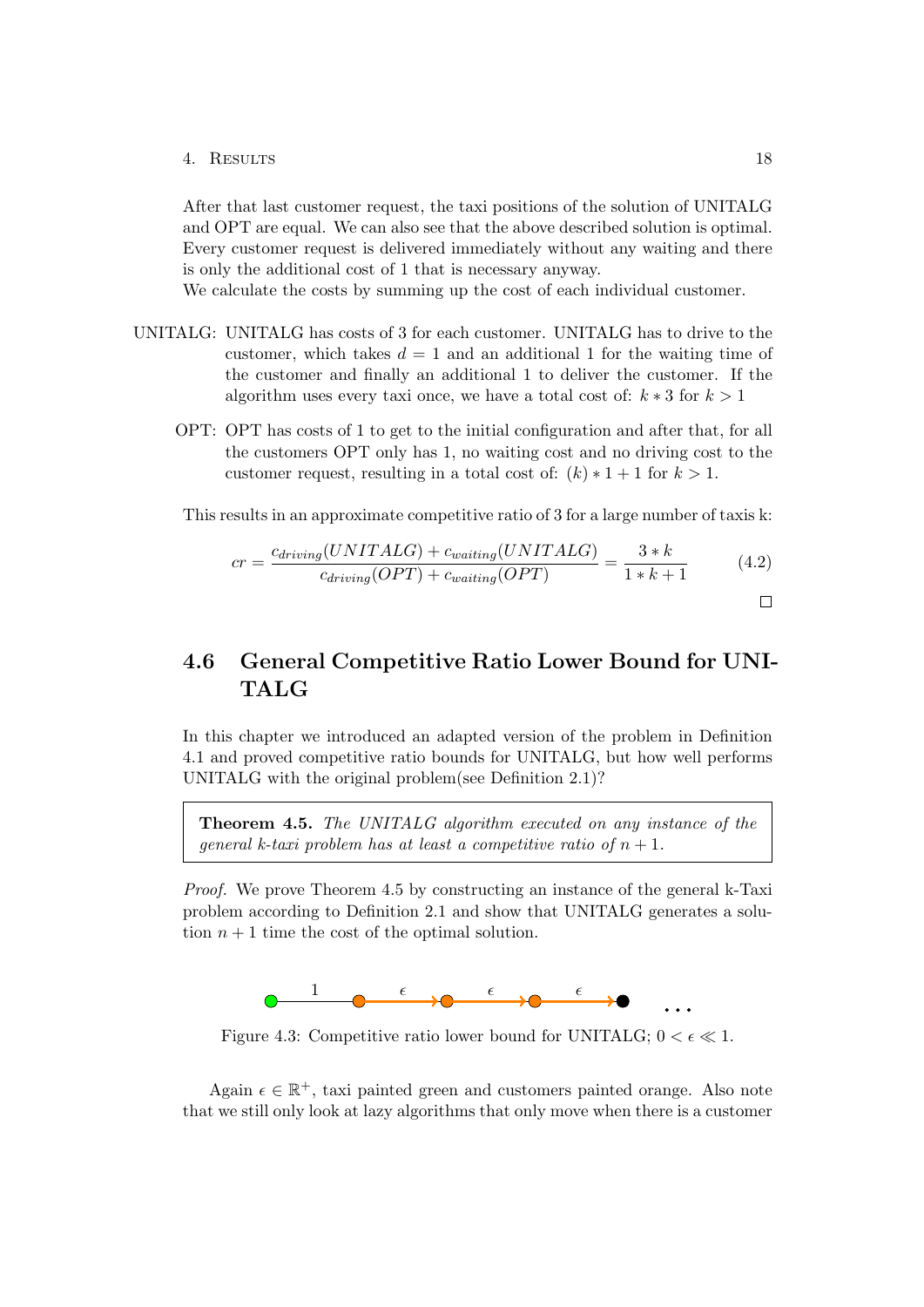After that last customer request, the taxi positions of the solution of UNITALG and OPT are equal. We can also see that the above described solution is optimal. Every customer request is delivered immediately without any waiting and there is only the additional cost of 1 that is necessary anyway.
We calculate the costs by summing up the cost of each individual customer.

UNITALG: UNITALG has costs of 3 for each customer. UNITALG has to drive to the customer, which takes $d = 1$ and an additional 1 for the waiting time of the customer and finally an additional 1 to deliver the customer. If the algorithm uses every taxi once, we have a total cost of: $k * 3$ for $k > 1$

OPT: OPT has costs of 1 to get to the initial configuration and after that, for all the customers OPT only has 1, no waiting cost and no driving cost to the customer request, resulting in a total cost of: $(k) * 1 + 1$ for $k > 1$.

This results in an approximate competitive ratio of 3 for a large number of taxis k:

$$cr = \frac{c_{driving}(UNITALG) + c_{waiting}(UNITALG)}{c_{driving}(OPT) + c_{waiting}(OPT)} = \frac{3 * k}{1 * k + 1} \tag{4.2}$$

□

## 4.6 General Competitive Ratio Lower Bound for UNITALG

In this chapter we introduced an adapted version of the problem in Definition 4.1 and proved competitive ratio bounds for UNITALG, but how well performs UNITALG with the original problem(see Definition 2.1)?

**Theorem 4.5.** *The UNITALG algorithm executed on any instance of the general k-taxi problem has at least a competitive ratio of $n + 1$.*

*Proof.* We prove Theorem 4.5 by constructing an instance of the general k-Taxi problem according to Definition 2.1 and show that UNITALG generates a solution $n + 1$ time the cost of the optimal solution.

Figure 4.3: Competitive ratio lower bound for UNITALG; $0 < \epsilon \ll 1$.

Again $\epsilon \in \mathbb{R}^+$, taxi painted green and customers painted orange. Also note that we still only look at lazy algorithms that only move when there is a customer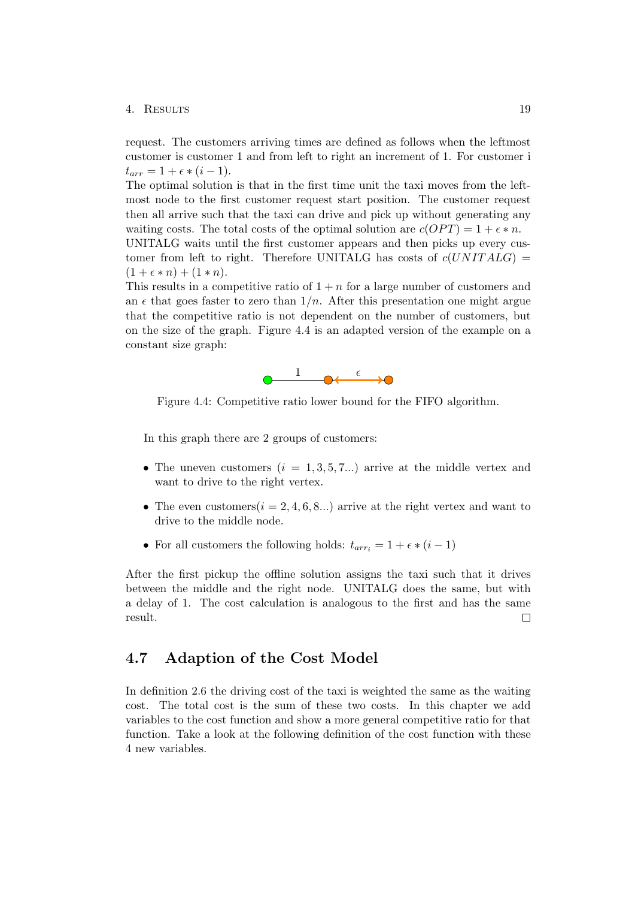request. The customers arriving times are defined as follows when the leftmost customer is customer 1 and from left to right an increment of 1. For customer i $t_{arr} = 1 + \epsilon * (i - 1)$.
The optimal solution is that in the first time unit the taxi moves from the leftmost node to the first customer request start position. The customer request then all arrive such that the taxi can drive and pick up without generating any waiting costs. The total costs of the optimal solution are $c(OPT) = 1 + \epsilon * n$.
UNITALG waits until the first customer appears and then picks up every customer from left to right. Therefore UNITALG has costs of $c(UNITALG) = (1 + \epsilon * n) + (1 * n)$.
This results in a competitive ratio of $1 + n$ for a large number of customers and an $\epsilon$ that goes faster to zero than $1/n$. After this presentation one might argue that the competitive ratio is not dependent on the number of customers, but on the size of the graph. Figure 4.4 is an adapted version of the example on a constant size graph:

Figure 4.4: Competitive ratio lower bound for the FIFO algorithm.

In this graph there are 2 groups of customers:

- The uneven customers ($i = 1, 3, 5, 7...$) arrive at the middle vertex and want to drive to the right vertex.
- The even customers($i = 2, 4, 6, 8...$) arrive at the right vertex and want to drive to the middle node.
- For all customers the following holds: $t_{arr_i} = 1 + \epsilon * (i - 1)$

After the first pickup the offline solution assigns the taxi such that it drives between the middle and the right node. UNITALG does the same, but with a delay of 1. The cost calculation is analogous to the first and has the same result. □

## 4.7 Adaption of the Cost Model

In definition 2.6 the driving cost of the taxi is weighted the same as the waiting cost. The total cost is the sum of these two costs. In this chapter we add variables to the cost function and show a more general competitive ratio for that function. Take a look at the following definition of the cost function with these 4 new variables.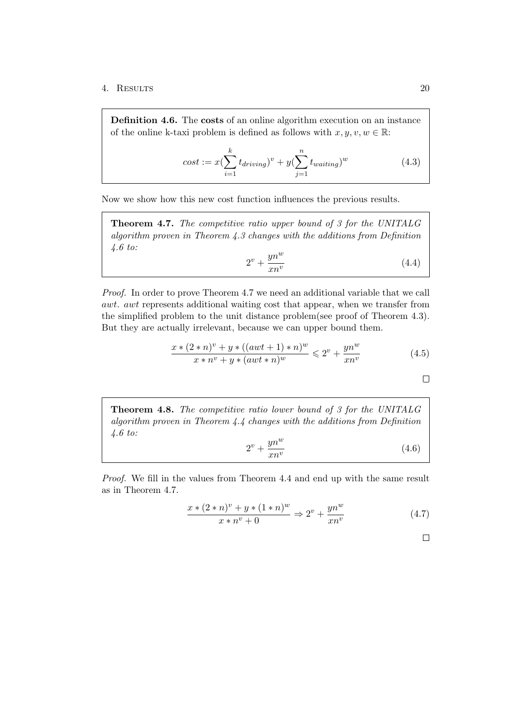**Definition 4.6.** The **costs** of an online algorithm execution on an instance of the online k-taxi problem is defined as follows with $x, y, v, w \in \mathbb{R}$:

$$cost := x(\sum_{i=1}^{k} t_{driving})^v + y(\sum_{j=1}^{n} t_{waiting})^w \tag{4.3}$$

Now we show how this new cost function influences the previous results.

**Theorem 4.7.** *The competitive ratio upper bound of 3 for the UNITALG algorithm proven in Theorem 4.3 changes with the additions from Definition 4.6 to:*

$$2^v + \frac{yn^w}{xn^v} \tag{4.4}$$

*Proof.* In order to prove Theorem 4.7 we need an additional variable that we call *awt*. *awt* represents additional waiting cost that appear, when we transfer from the simplified problem to the unit distance problem(see proof of Theorem 4.3). But they are actually irrelevant, because we can upper bound them.

$$\frac{x * (2 * n)^v + y * ((awt + 1) * n)^w}{x * n^v + y * (awt * n)^w} \leqslant 2^v + \frac{yn^w}{xn^v} \tag{4.5}$$

□

**Theorem 4.8.** *The competitive ratio lower bound of 3 for the UNITALG algorithm proven in Theorem 4.4 changes with the additions from Definition 4.6 to:*

$$2^v + \frac{yn^w}{xn^v} \tag{4.6}$$

*Proof.* We fill in the values from Theorem 4.4 and end up with the same result as in Theorem 4.7.

$$\frac{x * (2 * n)^v + y * (1 * n)^w}{x * n^v + 0} \Rightarrow 2^v + \frac{yn^w}{xn^v} \tag{4.7}$$

□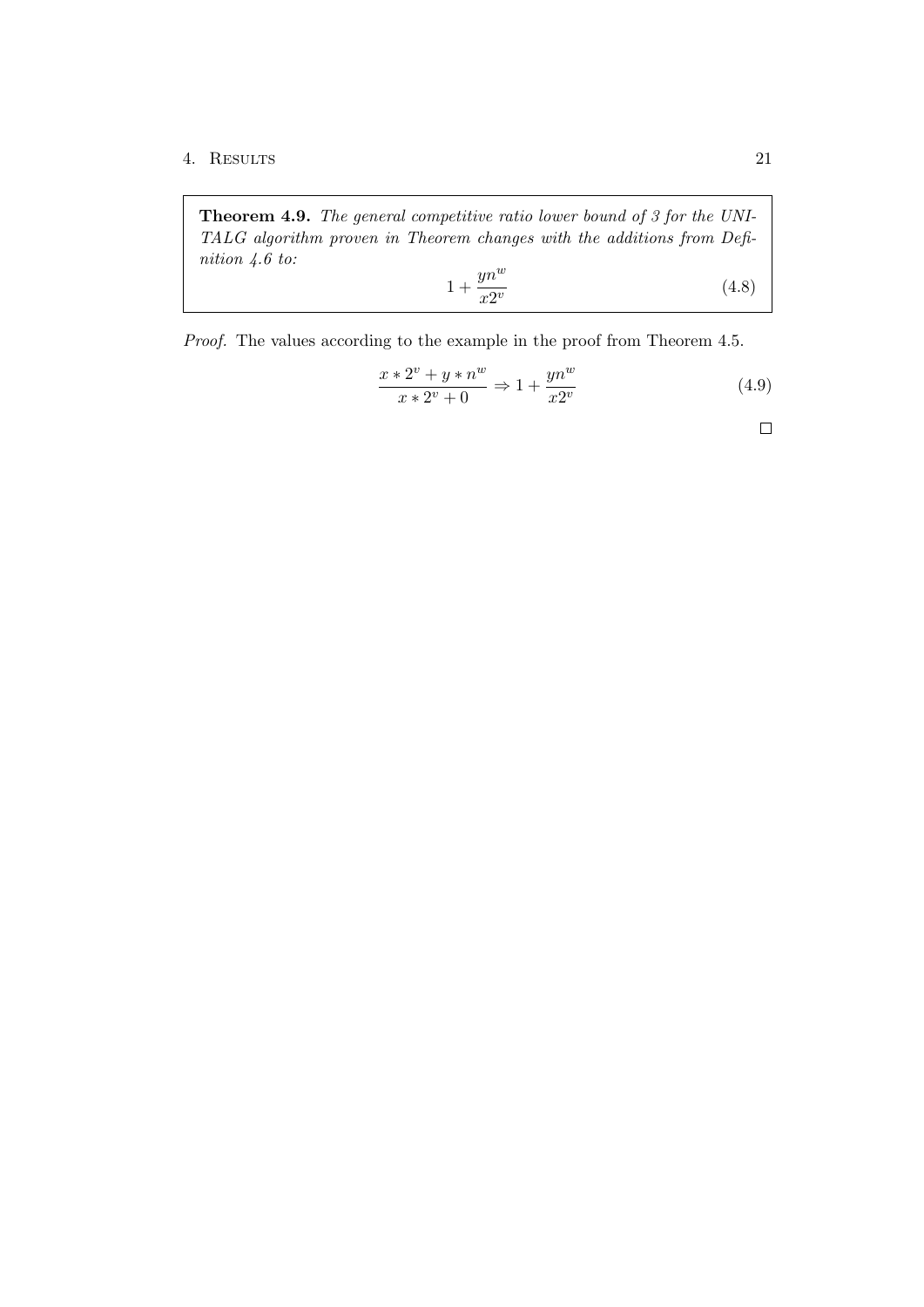**Theorem 4.9.** *The general competitive ratio lower bound of 3 for the UNITALG algorithm proven in Theorem changes with the additions from Definition 4.6 to:*

$$1 + \frac{yn^w}{x2^v} \tag{4.8}$$

*Proof.* The values according to the example in the proof from Theorem 4.5.

$$\frac{x * 2^v + y * n^w}{x * 2^v + 0} \Rightarrow 1 + \frac{yn^w}{x2^v} \tag{4.9}$$

□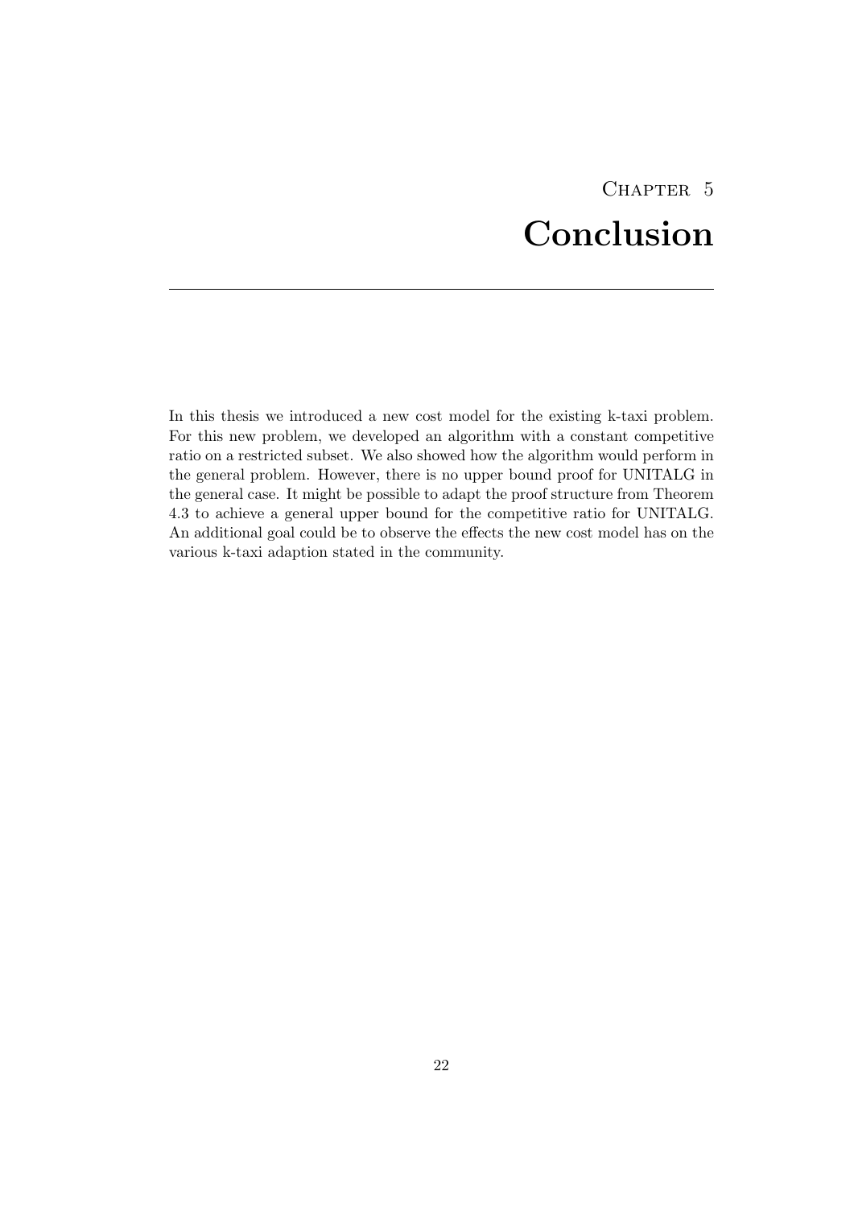# Chapter 5
# Conclusion

In this thesis we introduced a new cost model for the existing k-taxi problem. For this new problem, we developed an algorithm with a constant competitive ratio on a restricted subset. We also showed how the algorithm would perform in the general problem. However, there is no upper bound proof for UNITALG in the general case. It might be possible to adapt the proof structure from Theorem 4.3 to achieve a general upper bound for the competitive ratio for UNITALG. An additional goal could be to observe the effects the new cost model has on the various k-taxi adaption stated in the community.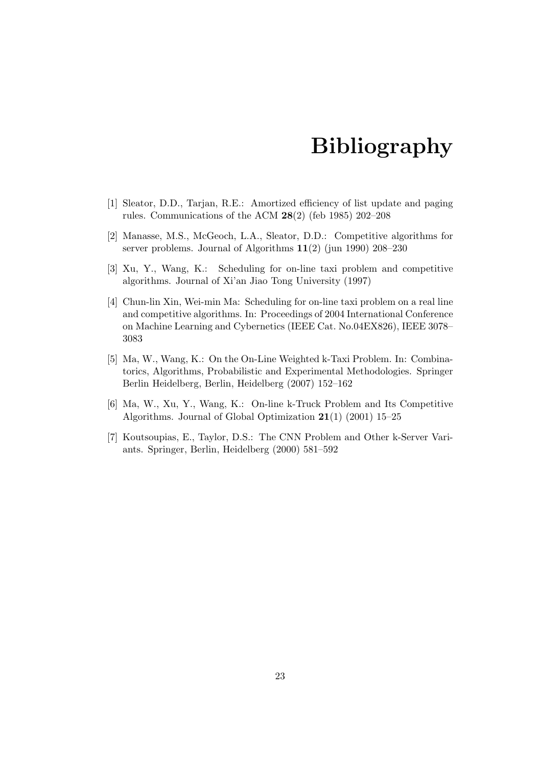# Bibliography

[1] Sleator, D.D., Tarjan, R.E.: Amortized efficiency of list update and paging rules. Communications of the ACM **28**(2) (feb 1985) 202–208

[2] Manasse, M.S., McGeoch, L.A., Sleator, D.D.: Competitive algorithms for server problems. Journal of Algorithms **11**(2) (jun 1990) 208–230

[3] Xu, Y., Wang, K.: Scheduling for on-line taxi problem and competitive algorithms. Journal of Xi'an Jiao Tong University (1997)

[4] Chun-lin Xin, Wei-min Ma: Scheduling for on-line taxi problem on a real line and competitive algorithms. In: Proceedings of 2004 International Conference on Machine Learning and Cybernetics (IEEE Cat. No.04EX826), IEEE 3078–3083

[5] Ma, W., Wang, K.: On the On-Line Weighted k-Taxi Problem. In: Combinatorics, Algorithms, Probabilistic and Experimental Methodologies. Springer Berlin Heidelberg, Berlin, Heidelberg (2007) 152–162

[6] Ma, W., Xu, Y., Wang, K.: On-line k-Truck Problem and Its Competitive Algorithms. Journal of Global Optimization **21**(1) (2001) 15–25

[7] Koutsoupias, E., Taylor, D.S.: The CNN Problem and Other k-Server Variants. Springer, Berlin, Heidelberg (2000) 581–592